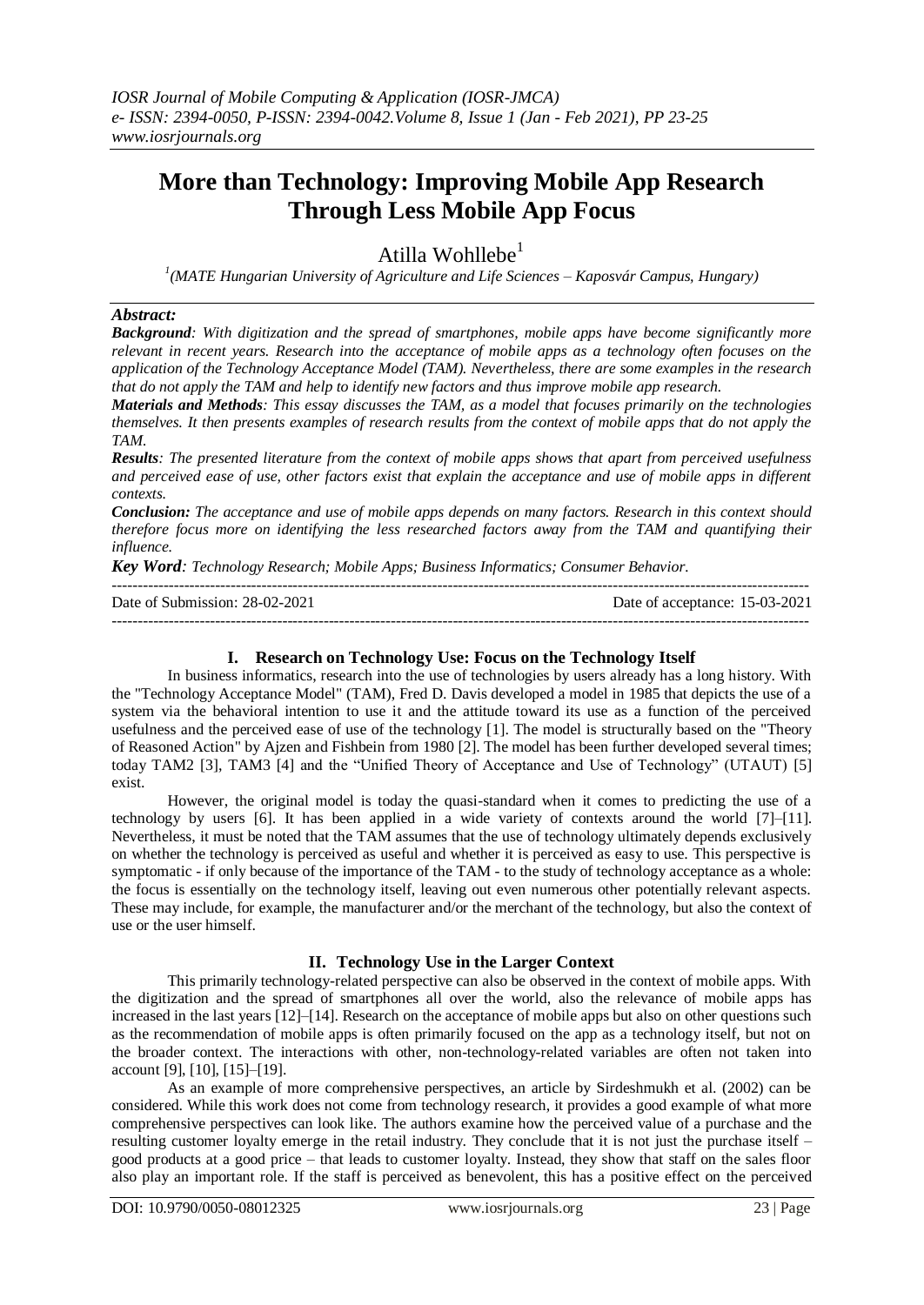# More than Technology: Improving Mobile App Research Through Less Mobile App Focus

Atilla Wohllebe[1]

[1](MATE Hungarian University of Agriculture and Life Sciences – Kaposvár Campus, Hungary)

## Abstract:

***Background***: *With digitization and the spread of smartphones, mobile apps have become significantly more relevant in recent years. Research into the acceptance of mobile apps as a technology often focuses on the application of the Technology Acceptance Model (TAM). Nevertheless, there are some examples in the research that do not apply the TAM and help to identify new factors and thus improve mobile app research.*

***Materials and Methods***: *This essay discusses the TAM, as a model that focuses primarily on the technologies themselves. It then presents examples of research results from the context of mobile apps that do not apply the TAM.*

***Results***: *The presented literature from the context of mobile apps shows that apart from perceived usefulness and perceived ease of use, other factors exist that explain the acceptance and use of mobile apps in different contexts.*

***Conclusion:*** *The acceptance and use of mobile apps depends on many factors. Research in this context should therefore focus more on identifying the less researched factors away from the TAM and quantifying their influence.*

***Key Word***: *Technology Research; Mobile Apps; Business Informatics; Consumer Behavior.*

---

Date of Submission: 28-02-2021 Date of acceptance: 15-03-2021

---

## I. Research on Technology Use: Focus on the Technology Itself

In business informatics, research into the use of technologies by users already has a long history. With the "Technology Acceptance Model" (TAM), Fred D. Davis developed a model in 1985 that depicts the use of a system via the behavioral intention to use it and the attitude toward its use as a function of the perceived usefulness and the perceived ease of use of the technology [1]. The model is structurally based on the "Theory of Reasoned Action" by Ajzen and Fishbein from 1980 [2]. The model has been further developed several times; today TAM2 [3], TAM3 [4] and the "Unified Theory of Acceptance and Use of Technology" (UTAUT) [5] exist.

However, the original model is today the quasi-standard when it comes to predicting the use of a technology by users [6]. It has been applied in a wide variety of contexts around the world [7]–[11]. Nevertheless, it must be noted that the TAM assumes that the use of technology ultimately depends exclusively on whether the technology is perceived as useful and whether it is perceived as easy to use. This perspective is symptomatic - if only because of the importance of the TAM - to the study of technology acceptance as a whole: the focus is essentially on the technology itself, leaving out even numerous other potentially relevant aspects. These may include, for example, the manufacturer and/or the merchant of the technology, but also the context of use or the user himself.

## II. Technology Use in the Larger Context

This primarily technology-related perspective can also be observed in the context of mobile apps. With the digitization and the spread of smartphones all over the world, also the relevance of mobile apps has increased in the last years [12]–[14]. Research on the acceptance of mobile apps but also on other questions such as the recommendation of mobile apps is often primarily focused on the app as a technology itself, but not on the broader context. The interactions with other, non-technology-related variables are often not taken into account [9], [10], [15]–[19].

As an example of more comprehensive perspectives, an article by Sirdeshmukh et al. (2002) can be considered. While this work does not come from technology research, it provides a good example of what more comprehensive perspectives can look like. The authors examine how the perceived value of a purchase and the resulting customer loyalty emerge in the retail industry. They conclude that it is not just the purchase itself – good products at a good price – that leads to customer loyalty. Instead, they show that staff on the sales floor also play an important role. If the staff is perceived as benevolent, this has a positive effect on the perceived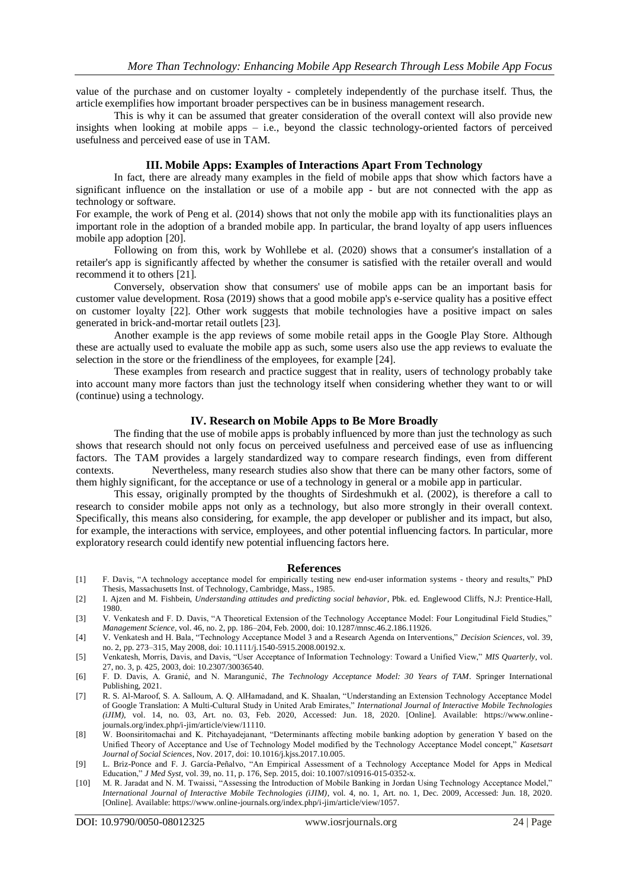value of the purchase and on customer loyalty - completely independently of the purchase itself. Thus, the article exemplifies how important broader perspectives can be in business management research.

This is why it can be assumed that greater consideration of the overall context will also provide new insights when looking at mobile apps – i.e., beyond the classic technology-oriented factors of perceived usefulness and perceived ease of use in TAM.

## III. Mobile Apps: Examples of Interactions Apart From Technology

In fact, there are already many examples in the field of mobile apps that show which factors have a significant influence on the installation or use of a mobile app - but are not connected with the app as technology or software.

For example, the work of Peng et al. (2014) shows that not only the mobile app with its functionalities plays an important role in the adoption of a branded mobile app. In particular, the brand loyalty of app users influences mobile app adoption [20].

Following on from this, work by Wohllebe et al. (2020) shows that a consumer's installation of a retailer's app is significantly affected by whether the consumer is satisfied with the retailer overall and would recommend it to others [21].

Conversely, observation show that consumers' use of mobile apps can be an important basis for customer value development. Rosa (2019) shows that a good mobile app's e-service quality has a positive effect on customer loyalty [22]. Other work suggests that mobile technologies have a positive impact on sales generated in brick-and-mortar retail outlets [23].

Another example is the app reviews of some mobile retail apps in the Google Play Store. Although these are actually used to evaluate the mobile app as such, some users also use the app reviews to evaluate the selection in the store or the friendliness of the employees, for example [24].

These examples from research and practice suggest that in reality, users of technology probably take into account many more factors than just the technology itself when considering whether they want to or will (continue) using a technology.

## IV. Research on Mobile Apps to Be More Broadly

The finding that the use of mobile apps is probably influenced by more than just the technology as such shows that research should not only focus on perceived usefulness and perceived ease of use as influencing factors. The TAM provides a largely standardized way to compare research findings, even from different contexts. Nevertheless, many research studies also show that there can be many other factors, some of them highly significant, for the acceptance or use of a technology in general or a mobile app in particular.

This essay, originally prompted by the thoughts of Sirdeshmukh et al. (2002), is therefore a call to research to consider mobile apps not only as a technology, but also more strongly in their overall context. Specifically, this means also considering, for example, the app developer or publisher and its impact, but also, for example, the interactions with service, employees, and other potential influencing factors. In particular, more exploratory research could identify new potential influencing factors here.

## References

[1] F. Davis, "A technology acceptance model for empirically testing new end-user information systems - theory and results," PhD Thesis, Massachusetts Inst. of Technology, Cambridge, Mass., 1985.

[2] I. Ajzen and M. Fishbein, *Understanding attitudes and predicting social behavior*, Pbk. ed. Englewood Cliffs, N.J: Prentice-Hall, 1980.

[3] V. Venkatesh and F. D. Davis, "A Theoretical Extension of the Technology Acceptance Model: Four Longitudinal Field Studies," *Management Science*, vol. 46, no. 2, pp. 186–204, Feb. 2000, doi: 10.1287/mnsc.46.2.186.11926.

[4] V. Venkatesh and H. Bala, "Technology Acceptance Model 3 and a Research Agenda on Interventions," *Decision Sciences*, vol. 39, no. 2, pp. 273–315, May 2008, doi: 10.1111/j.1540-5915.2008.00192.x.

[5] Venkatesh, Morris, Davis, and Davis, "User Acceptance of Information Technology: Toward a Unified View," *MIS Quarterly*, vol. 27, no. 3, p. 425, 2003, doi: 10.2307/30036540.

[6] F. D. Davis, A. Granić, and N. Marangunić, *The Technology Acceptance Model: 30 Years of TAM*. Springer International Publishing, 2021.

[7] R. S. Al-Maroof, S. A. Salloum, A. Q. AlHamadand, and K. Shaalan, "Understanding an Extension Technology Acceptance Model of Google Translation: A Multi-Cultural Study in United Arab Emirates," *International Journal of Interactive Mobile Technologies (iJIM)*, vol. 14, no. 03, Art. no. 03, Feb. 2020, Accessed: Jun. 18, 2020. [Online]. Available: https://www.online-journals.org/index.php/i-jim/article/view/11110.

[8] W. Boonsiritomachai and K. Pitchayadejanant, "Determinants affecting mobile banking adoption by generation Y based on the Unified Theory of Acceptance and Use of Technology Model modified by the Technology Acceptance Model concept," *Kasetsart Journal of Social Sciences*, Nov. 2017, doi: 10.1016/j.kjss.2017.10.005.

[9] L. Briz-Ponce and F. J. García-Peñalvo, "An Empirical Assessment of a Technology Acceptance Model for Apps in Medical Education," *J Med Syst*, vol. 39, no. 11, p. 176, Sep. 2015, doi: 10.1007/s10916-015-0352-x.

[10] M. R. Jaradat and N. M. Twaissi, "Assessing the Introduction of Mobile Banking in Jordan Using Technology Acceptance Model," *International Journal of Interactive Mobile Technologies (iJIM)*, vol. 4, no. 1, Art. no. 1, Dec. 2009, Accessed: Jun. 18, 2020. [Online]. Available: https://www.online-journals.org/index.php/i-jim/article/view/1057.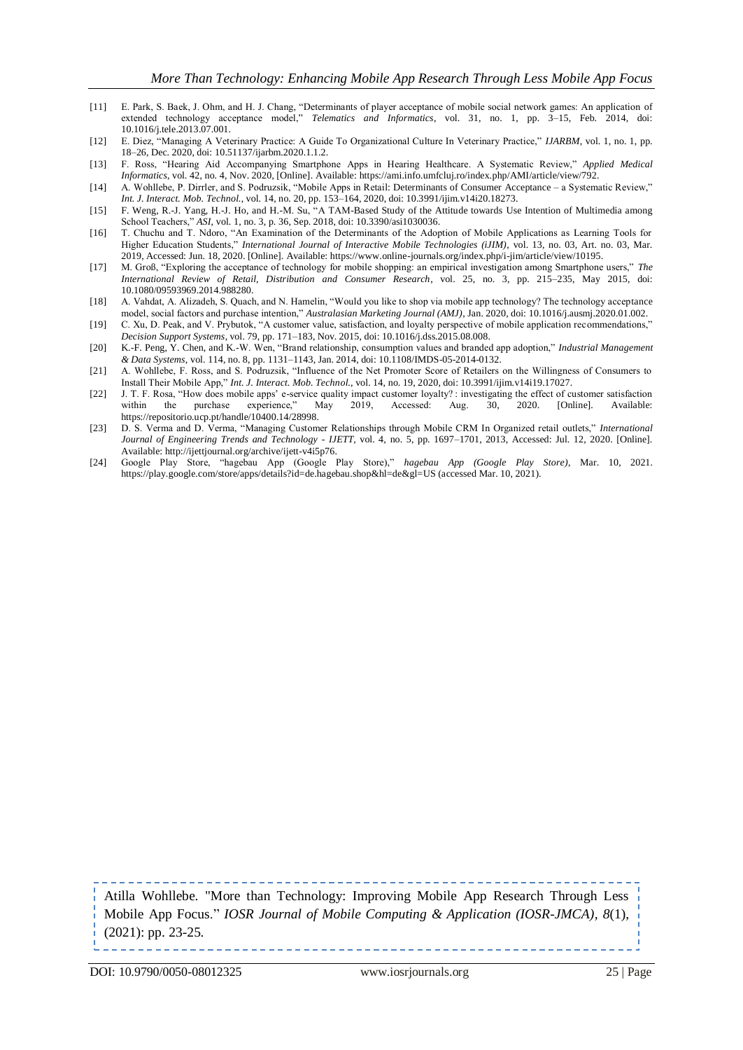[11] E. Park, S. Baek, J. Ohm, and H. J. Chang, "Determinants of player acceptance of mobile social network games: An application of extended technology acceptance model," *Telematics and Informatics*, vol. 31, no. 1, pp. 3–15, Feb. 2014, doi: 10.1016/j.tele.2013.07.001.

[12] E. Diez, "Managing A Veterinary Practice: A Guide To Organizational Culture In Veterinary Practice," *IJARBM*, vol. 1, no. 1, pp. 18–26, Dec. 2020, doi: 10.51137/ijarbm.2020.1.1.2.

[13] F. Ross, "Hearing Aid Accompanying Smartphone Apps in Hearing Healthcare. A Systematic Review," *Applied Medical Informatics*, vol. 42, no. 4, Nov. 2020, [Online]. Available: https://ami.info.umfcluj.ro/index.php/AMI/article/view/792.

[14] A. Wohllebe, P. Dirrler, and S. Podruzsik, "Mobile Apps in Retail: Determinants of Consumer Acceptance – a Systematic Review," *Int. J. Interact. Mob. Technol.*, vol. 14, no. 20, pp. 153–164, 2020, doi: 10.3991/ijim.v14i20.18273.

[15] F. Weng, R.-J. Yang, H.-J. Ho, and H.-M. Su, "A TAM-Based Study of the Attitude towards Use Intention of Multimedia among School Teachers," *ASI*, vol. 1, no. 3, p. 36, Sep. 2018, doi: 10.3390/asi1030036.

[16] T. Chuchu and T. Ndoro, "An Examination of the Determinants of the Adoption of Mobile Applications as Learning Tools for Higher Education Students," *International Journal of Interactive Mobile Technologies (iJIM)*, vol. 13, no. 03, Art. no. 03, Mar. 2019, Accessed: Jun. 18, 2020. [Online]. Available: https://www.online-journals.org/index.php/i-jim/article/view/10195.

[17] M. Groß, "Exploring the acceptance of technology for mobile shopping: an empirical investigation among Smartphone users," *The International Review of Retail, Distribution and Consumer Research*, vol. 25, no. 3, pp. 215–235, May 2015, doi: 10.1080/09593969.2014.988280.

[18] A. Vahdat, A. Alizadeh, S. Quach, and N. Hamelin, "Would you like to shop via mobile app technology? The technology acceptance model, social factors and purchase intention," *Australasian Marketing Journal (AMJ)*, Jan. 2020, doi: 10.1016/j.ausmj.2020.01.002.

[19] C. Xu, D. Peak, and V. Prybutok, "A customer value, satisfaction, and loyalty perspective of mobile application recommendations," *Decision Support Systems*, vol. 79, pp. 171–183, Nov. 2015, doi: 10.1016/j.dss.2015.08.008.

[20] K.-F. Peng, Y. Chen, and K.-W. Wen, "Brand relationship, consumption values and branded app adoption," *Industrial Management & Data Systems*, vol. 114, no. 8, pp. 1131–1143, Jan. 2014, doi: 10.1108/IMDS-05-2014-0132.

[21] A. Wohllebe, F. Ross, and S. Podruzsik, "Influence of the Net Promoter Score of Retailers on the Willingness of Consumers to Install Their Mobile App," *Int. J. Interact. Mob. Technol.*, vol. 14, no. 19, 2020, doi: 10.3991/ijim.v14i19.17027.

[22] J. T. F. Rosa, "How does mobile apps' e-service quality impact customer loyalty? : investigating the effect of customer satisfaction within the purchase experience," May 2019, Accessed: Aug. 30, 2020. [Online]. Available: https://repositorio.ucp.pt/handle/10400.14/28998.

[23] D. S. Verma and D. Verma, "Managing Customer Relationships through Mobile CRM In Organized retail outlets," *International Journal of Engineering Trends and Technology - IJETT*, vol. 4, no. 5, pp. 1697–1701, 2013, Accessed: Jul. 12, 2020. [Online]. Available: http://ijettjournal.org/archive/ijett-v4i5p76.

[24] Google Play Store, "hagebau App (Google Play Store)," *hagebau App (Google Play Store)*, Mar. 10, 2021. https://play.google.com/store/apps/details?id=de.hagebau.shop&hl=de&gl=US (accessed Mar. 10, 2021).

Atilla Wohllebe. "More than Technology: Improving Mobile App Research Through Less Mobile App Focus." *IOSR Journal of Mobile Computing & Application (IOSR-JMCA), 8*(1), (2021): pp. 23-25.